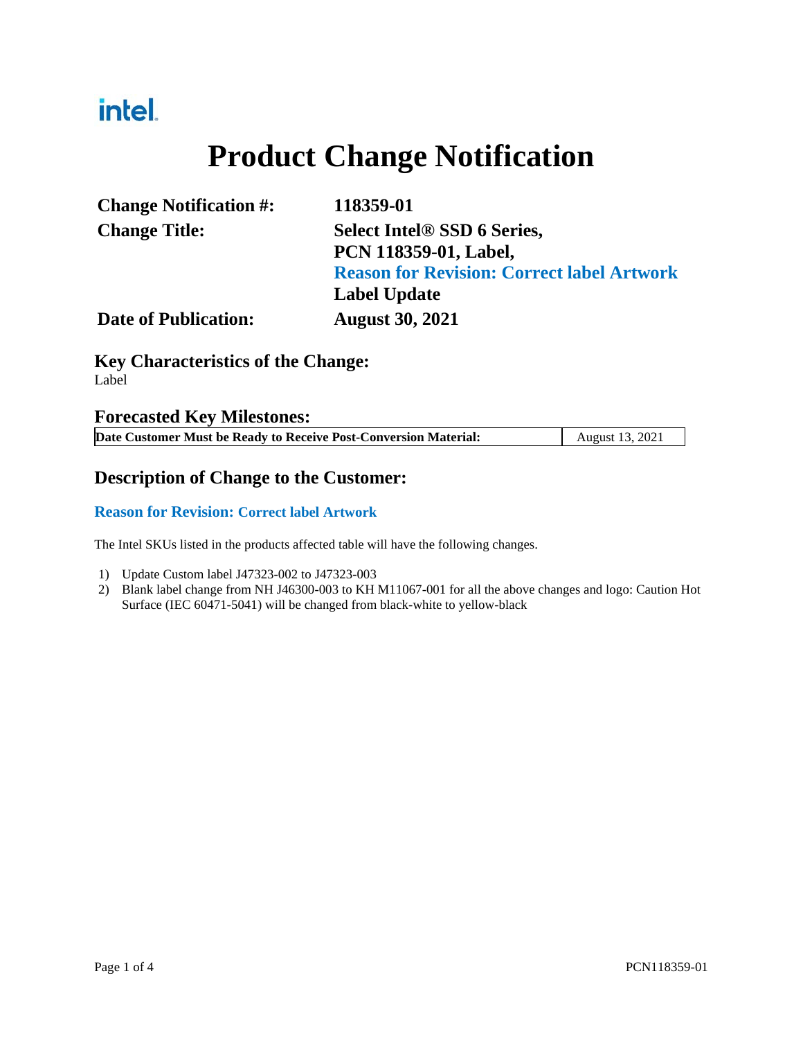intel.

# Product Change Notification

| | |
|---|---|
| **Change Notification #:** | **118359-01** |
| **Change Title:** | **Select Intel® SSD 6 Series, PCN 118359-01, Label, Reason for Revision: Correct label Artwork Label Update** |
| **Date of Publication:** | **August 30, 2021** |

## Key Characteristics of the Change:

Label

## Forecasted Key Milestones:

| **Date Customer Must be Ready to Receive Post-Conversion Material:** | August 13, 2021 |
|---|---|

## Description of Change to the Customer:

### Reason for Revision: Correct label Artwork

The Intel SKUs listed in the products affected table will have the following changes.

1) Update Custom label J47323-002 to J47323-003
2) Blank label change from NH J46300-003 to KH M11067-001 for all the above changes and logo: Caution Hot Surface (IEC 60471-5041) will be changed from black-white to yellow-black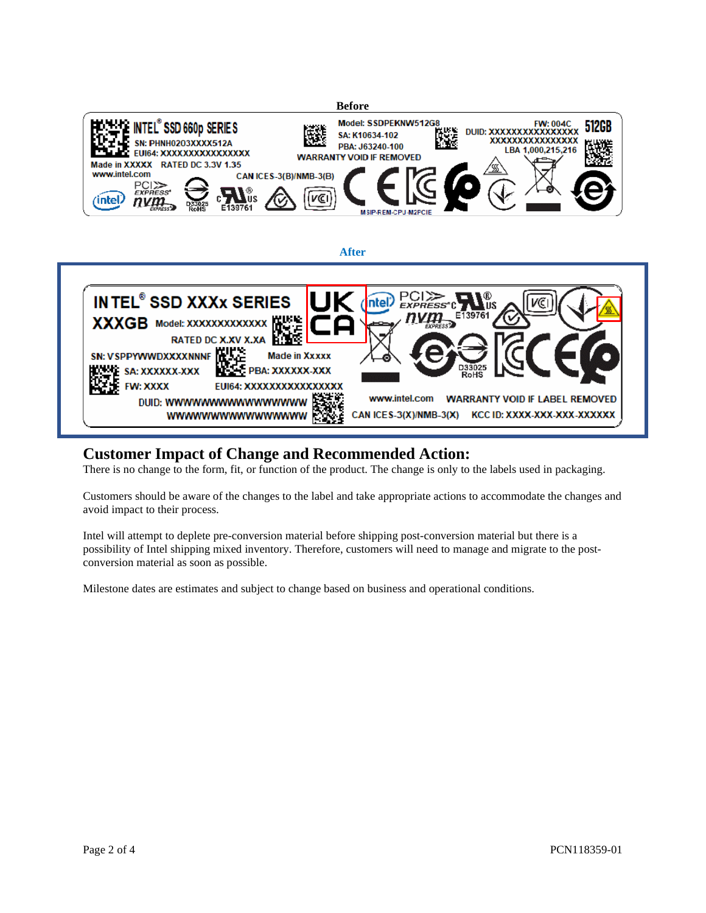**Before**

INTEL® SSD 660p SERIES
SN: PHNH0203XXXX512A
EUI64: XXXXXXXXXXXXXXXX
Made in XXXXX RATED DC 3.3V 1.35
www.intel.com
Model: SSDPEKNW512G8
SA: K10634-102
PBA: J63240-100
WARRANTY VOID IF REMOVED
FW: 004C
DUID: XXXXXXXXXXXXXXXX XXXXXXXXXXXXXXXX
LBA 1,000,215,216
512GB
CAN ICES-3(B)/NMB-3(B)
D33025 RoHS
E139761
MSIP-REM-CPU-M2PCIE

**After**

INTEL® SSD XXXx SERIES
XXXGB Model: XXXXXXXXXXXX
RATED DC X.XV X.XA
SN: VSPPYWWDXXXXNNNF Made in Xxxxx
SA: XXXXXX-XXX PBA: XXXXXX-XXX
FW: XXXX EUI64: XXXXXXXXXXXXXXXX
DUID: WWWWWWWWWWWWWWWW WWWWWWWWWWWWWWWW
UK CA
E139761
D33025 RoHS
www.intel.com WARRANTY VOID IF LABEL REMOVED
CAN ICES-3(X)/NMB-3(X) KCC ID: XXXX-XXX-XXX-XXXXXX

## Customer Impact of Change and Recommended Action:

There is no change to the form, fit, or function of the product. The change is only to the labels used in packaging.

Customers should be aware of the changes to the label and take appropriate actions to accommodate the changes and avoid impact to their process.

Intel will attempt to deplete pre-conversion material before shipping post-conversion material but there is a possibility of Intel shipping mixed inventory. Therefore, customers will need to manage and migrate to the post-conversion material as soon as possible.

Milestone dates are estimates and subject to change based on business and operational conditions.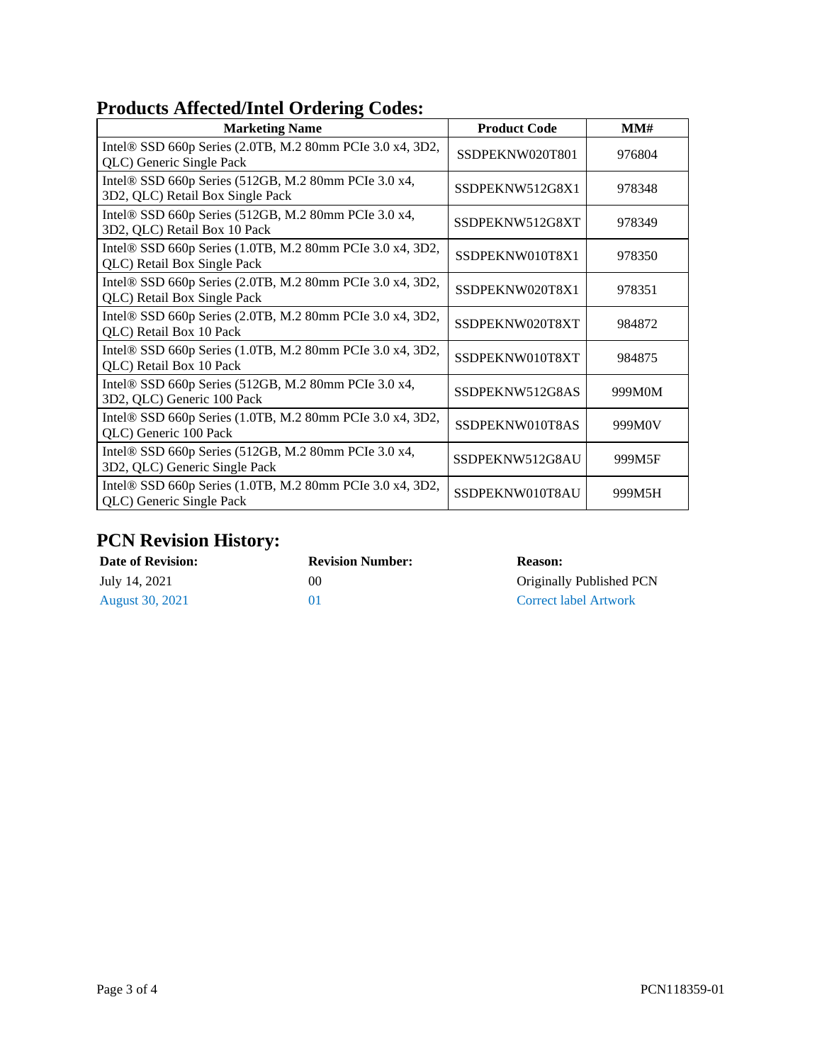## Products Affected/Intel Ordering Codes:

| Marketing Name | Product Code | MM# |
|---|---|---|
| Intel® SSD 660p Series (2.0TB, M.2 80mm PCIe 3.0 x4, 3D2, QLC) Generic Single Pack | SSDPEKNW020T801 | 976804 |
| Intel® SSD 660p Series (512GB, M.2 80mm PCIe 3.0 x4, 3D2, QLC) Retail Box Single Pack | SSDPEKNW512G8X1 | 978348 |
| Intel® SSD 660p Series (512GB, M.2 80mm PCIe 3.0 x4, 3D2, QLC) Retail Box 10 Pack | SSDPEKNW512G8XT | 978349 |
| Intel® SSD 660p Series (1.0TB, M.2 80mm PCIe 3.0 x4, 3D2, QLC) Retail Box Single Pack | SSDPEKNW010T8X1 | 978350 |
| Intel® SSD 660p Series (2.0TB, M.2 80mm PCIe 3.0 x4, 3D2, QLC) Retail Box Single Pack | SSDPEKNW020T8X1 | 978351 |
| Intel® SSD 660p Series (2.0TB, M.2 80mm PCIe 3.0 x4, 3D2, QLC) Retail Box 10 Pack | SSDPEKNW020T8XT | 984872 |
| Intel® SSD 660p Series (1.0TB, M.2 80mm PCIe 3.0 x4, 3D2, QLC) Retail Box 10 Pack | SSDPEKNW010T8XT | 984875 |
| Intel® SSD 660p Series (512GB, M.2 80mm PCIe 3.0 x4, 3D2, QLC) Generic 100 Pack | SSDPEKNW512G8AS | 999M0M |
| Intel® SSD 660p Series (1.0TB, M.2 80mm PCIe 3.0 x4, 3D2, QLC) Generic 100 Pack | SSDPEKNW010T8AS | 999M0V |
| Intel® SSD 660p Series (512GB, M.2 80mm PCIe 3.0 x4, 3D2, QLC) Generic Single Pack | SSDPEKNW512G8AU | 999M5F |
| Intel® SSD 660p Series (1.0TB, M.2 80mm PCIe 3.0 x4, 3D2, QLC) Generic Single Pack | SSDPEKNW010T8AU | 999M5H |

## PCN Revision History:

| Date of Revision: | Revision Number: | Reason: |
|---|---|---|
| July 14, 2021 | 00 | Originally Published PCN |
| August 30, 2021 | 01 | Correct label Artwork |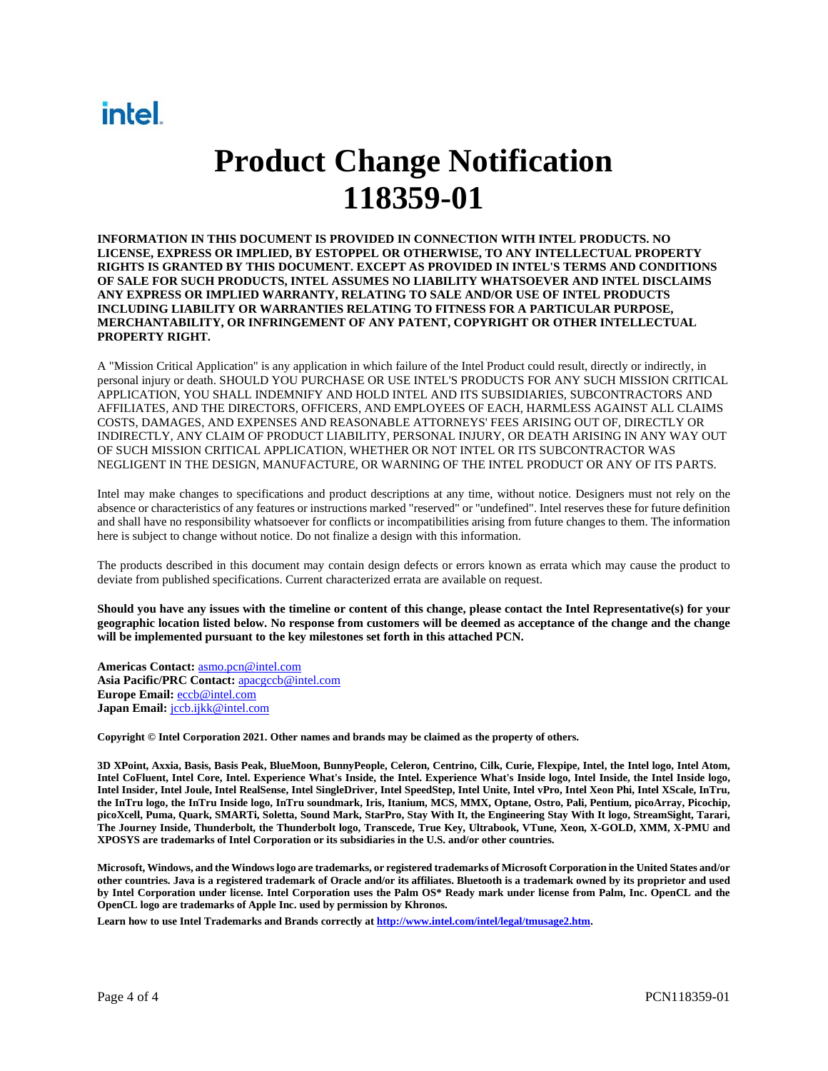intel.

# Product Change Notification 118359-01

**INFORMATION IN THIS DOCUMENT IS PROVIDED IN CONNECTION WITH INTEL PRODUCTS. NO LICENSE, EXPRESS OR IMPLIED, BY ESTOPPEL OR OTHERWISE, TO ANY INTELLECTUAL PROPERTY RIGHTS IS GRANTED BY THIS DOCUMENT. EXCEPT AS PROVIDED IN INTEL'S TERMS AND CONDITIONS OF SALE FOR SUCH PRODUCTS, INTEL ASSUMES NO LIABILITY WHATSOEVER AND INTEL DISCLAIMS ANY EXPRESS OR IMPLIED WARRANTY, RELATING TO SALE AND/OR USE OF INTEL PRODUCTS INCLUDING LIABILITY OR WARRANTIES RELATING TO FITNESS FOR A PARTICULAR PURPOSE, MERCHANTABILITY, OR INFRINGEMENT OF ANY PATENT, COPYRIGHT OR OTHER INTELLECTUAL PROPERTY RIGHT.**

A "Mission Critical Application" is any application in which failure of the Intel Product could result, directly or indirectly, in personal injury or death. SHOULD YOU PURCHASE OR USE INTEL'S PRODUCTS FOR ANY SUCH MISSION CRITICAL APPLICATION, YOU SHALL INDEMNIFY AND HOLD INTEL AND ITS SUBSIDIARIES, SUBCONTRACTORS AND AFFILIATES, AND THE DIRECTORS, OFFICERS, AND EMPLOYEES OF EACH, HARMLESS AGAINST ALL CLAIMS COSTS, DAMAGES, AND EXPENSES AND REASONABLE ATTORNEYS' FEES ARISING OUT OF, DIRECTLY OR INDIRECTLY, ANY CLAIM OF PRODUCT LIABILITY, PERSONAL INJURY, OR DEATH ARISING IN ANY WAY OUT OF SUCH MISSION CRITICAL APPLICATION, WHETHER OR NOT INTEL OR ITS SUBCONTRACTOR WAS NEGLIGENT IN THE DESIGN, MANUFACTURE, OR WARNING OF THE INTEL PRODUCT OR ANY OF ITS PARTS.

Intel may make changes to specifications and product descriptions at any time, without notice. Designers must not rely on the absence or characteristics of any features or instructions marked "reserved" or "undefined". Intel reserves these for future definition and shall have no responsibility whatsoever for conflicts or incompatibilities arising from future changes to them. The information here is subject to change without notice. Do not finalize a design with this information.

The products described in this document may contain design defects or errors known as errata which may cause the product to deviate from published specifications. Current characterized errata are available on request.

**Should you have any issues with the timeline or content of this change, please contact the Intel Representative(s) for your geographic location listed below. No response from customers will be deemed as acceptance of the change and the change will be implemented pursuant to the key milestones set forth in this attached PCN.**

**Americas Contact:** asmo.pcn@intel.com
**Asia Pacific/PRC Contact:** apacgccb@intel.com
**Europe Email:** eccb@intel.com
**Japan Email:** jccb.ijkk@intel.com

**Copyright © Intel Corporation 2021. Other names and brands may be claimed as the property of others.**

**3D XPoint, Axxia, Basis, Basis Peak, BlueMoon, BunnyPeople, Celeron, Centrino, Cilk, Curie, Flexpipe, Intel, the Intel logo, Intel Atom, Intel CoFluent, Intel Core, Intel. Experience What's Inside, the Intel. Experience What's Inside logo, Intel Inside, the Intel Inside logo, Intel Insider, Intel Joule, Intel RealSense, Intel SingleDriver, Intel SpeedStep, Intel Unite, Intel vPro, Intel Xeon Phi, Intel XScale, InTru, the InTru logo, the InTru Inside logo, InTru soundmark, Iris, Itanium, MCS, MMX, Optane, Ostro, Pali, Pentium, picoArray, Picochip, picoXcell, Puma, Quark, SMARTi, Soletta, Sound Mark, StarPro, Stay With It, the Engineering Stay With It logo, StreamSight, Tarari, The Journey Inside, Thunderbolt, the Thunderbolt logo, Transcede, True Key, Ultrabook, VTune, Xeon, X-GOLD, XMM, X-PMU and XPOSYS are trademarks of Intel Corporation or its subsidiaries in the U.S. and/or other countries.**

**Microsoft, Windows, and the Windows logo are trademarks, or registered trademarks of Microsoft Corporation in the United States and/or other countries. Java is a registered trademark of Oracle and/or its affiliates. Bluetooth is a trademark owned by its proprietor and used by Intel Corporation under license. Intel Corporation uses the Palm OS* Ready mark under license from Palm, Inc. OpenCL and the OpenCL logo are trademarks of Apple Inc. used by permission by Khronos.**

**Learn how to use Intel Trademarks and Brands correctly at http://www.intel.com/intel/legal/tmusage2.htm.**